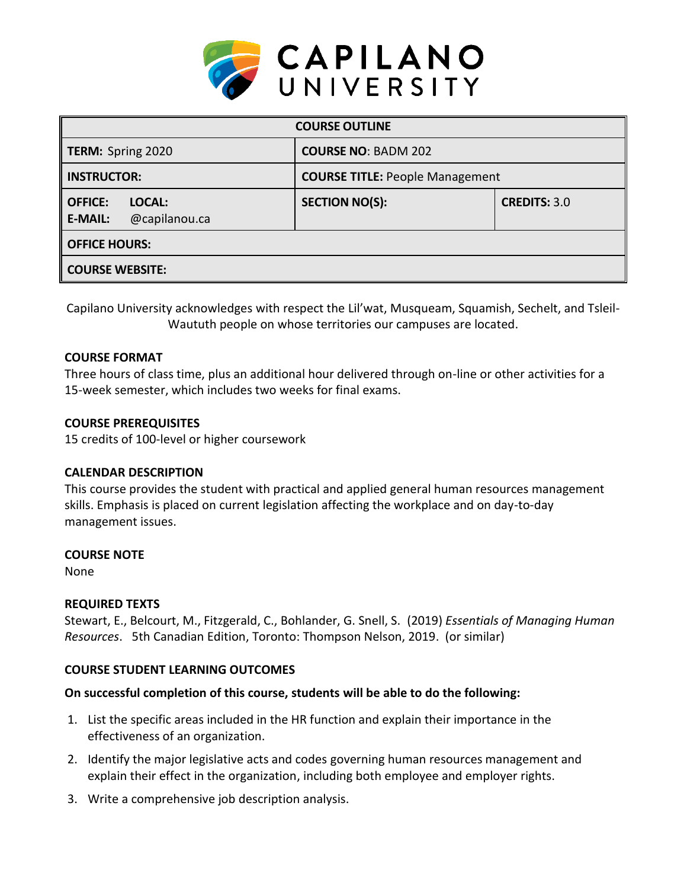# CAPILANO UNIVERSITY

| COURSE OUTLINE | | |
|---|---|---|
| **TERM:** Spring 2020 | **COURSE NO**: BADM 202 | |
| **INSTRUCTOR:** | **COURSE TITLE:** People Management | |
| **OFFICE:** **LOCAL:** **E-MAIL:** @capilanou.ca | **SECTION NO(S):** | **CREDITS:** 3.0 |
| **OFFICE HOURS:** | | |
| **COURSE WEBSITE:** | | |

Capilano University acknowledges with respect the Lil'wat, Musqueam, Squamish, Sechelt, and Tsleil-Waututh people on whose territories our campuses are located.

### COURSE FORMAT

Three hours of class time, plus an additional hour delivered through on-line or other activities for a 15-week semester, which includes two weeks for final exams.

### COURSE PREREQUISITES

15 credits of 100-level or higher coursework

### CALENDAR DESCRIPTION

This course provides the student with practical and applied general human resources management skills. Emphasis is placed on current legislation affecting the workplace and on day-to-day management issues.

### COURSE NOTE

None

### REQUIRED TEXTS

Stewart, E., Belcourt, M., Fitzgerald, C., Bohlander, G. Snell, S. (2019) *Essentials of Managing Human Resources*. 5th Canadian Edition, Toronto: Thompson Nelson, 2019. (or similar)

### COURSE STUDENT LEARNING OUTCOMES

**On successful completion of this course, students will be able to do the following:**

1. List the specific areas included in the HR function and explain their importance in the effectiveness of an organization.
2. Identify the major legislative acts and codes governing human resources management and explain their effect in the organization, including both employee and employer rights.
3. Write a comprehensive job description analysis.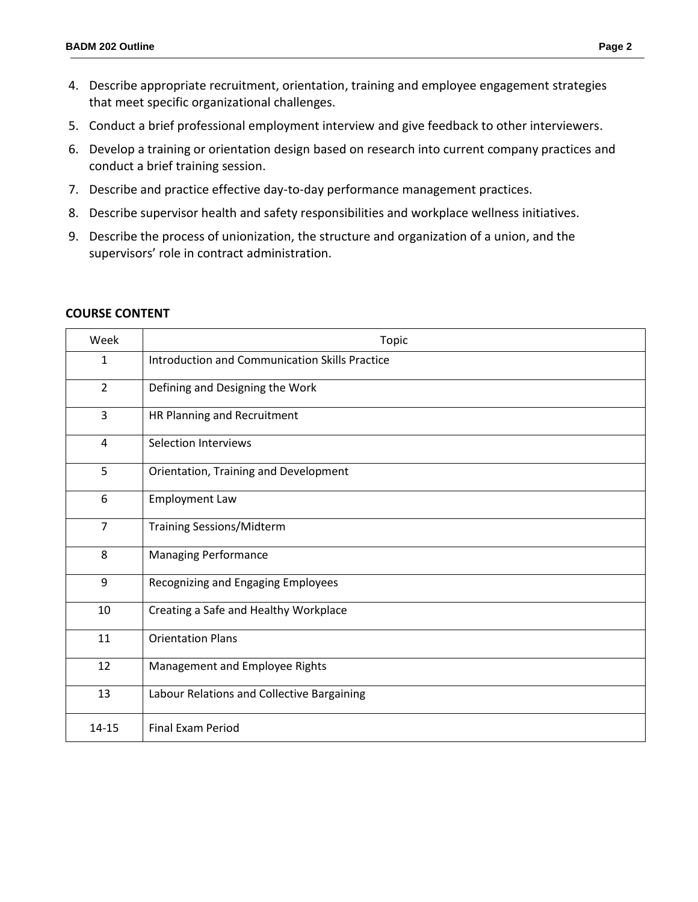4. Describe appropriate recruitment, orientation, training and employee engagement strategies that meet specific organizational challenges.
5. Conduct a brief professional employment interview and give feedback to other interviewers.
6. Develop a training or orientation design based on research into current company practices and conduct a brief training session.
7. Describe and practice effective day-to-day performance management practices.
8. Describe supervisor health and safety responsibilities and workplace wellness initiatives.
9. Describe the process of unionization, the structure and organization of a union, and the supervisors' role in contract administration.

## COURSE CONTENT

| Week | Topic |
|---|---|
| 1 | Introduction and Communication Skills Practice |
| 2 | Defining and Designing the Work |
| 3 | HR Planning and Recruitment |
| 4 | Selection Interviews |
| 5 | Orientation, Training and Development |
| 6 | Employment Law |
| 7 | Training Sessions/Midterm |
| 8 | Managing Performance |
| 9 | Recognizing and Engaging Employees |
| 10 | Creating a Safe and Healthy Workplace |
| 11 | Orientation Plans |
| 12 | Management and Employee Rights |
| 13 | Labour Relations and Collective Bargaining |
| 14-15 | Final Exam Period |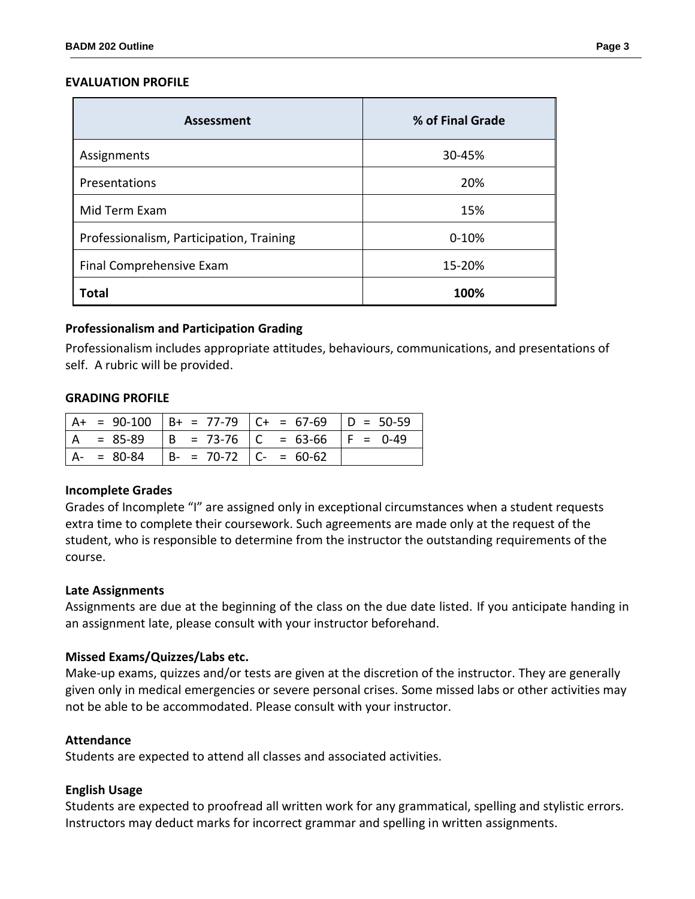## EVALUATION PROFILE

| Assessment | % of Final Grade |
|---|---|
| Assignments | 30-45% |
| Presentations | 20% |
| Mid Term Exam | 15% |
| Professionalism, Participation, Training | 0-10% |
| Final Comprehensive Exam | 15-20% |
| **Total** | **100%** |

### Professionalism and Participation Grading

Professionalism includes appropriate attitudes, behaviours, communications, and presentations of self. A rubric will be provided.

## GRADING PROFILE

| | | | |
|---|---|---|---|
| A+ = 90-100 | B+ = 77-79 | C+ = 67-69 | D = 50-59 |
| A = 85-89 | B = 73-76 | C = 63-66 | F = 0-49 |
| A- = 80-84 | B- = 70-72 | C- = 60-62 | |

### Incomplete Grades

Grades of Incomplete "I" are assigned only in exceptional circumstances when a student requests extra time to complete their coursework. Such agreements are made only at the request of the student, who is responsible to determine from the instructor the outstanding requirements of the course.

### Late Assignments

Assignments are due at the beginning of the class on the due date listed. If you anticipate handing in an assignment late, please consult with your instructor beforehand.

### Missed Exams/Quizzes/Labs etc.

Make-up exams, quizzes and/or tests are given at the discretion of the instructor. They are generally given only in medical emergencies or severe personal crises. Some missed labs or other activities may not be able to be accommodated. Please consult with your instructor.

### Attendance

Students are expected to attend all classes and associated activities.

### English Usage

Students are expected to proofread all written work for any grammatical, spelling and stylistic errors. Instructors may deduct marks for incorrect grammar and spelling in written assignments.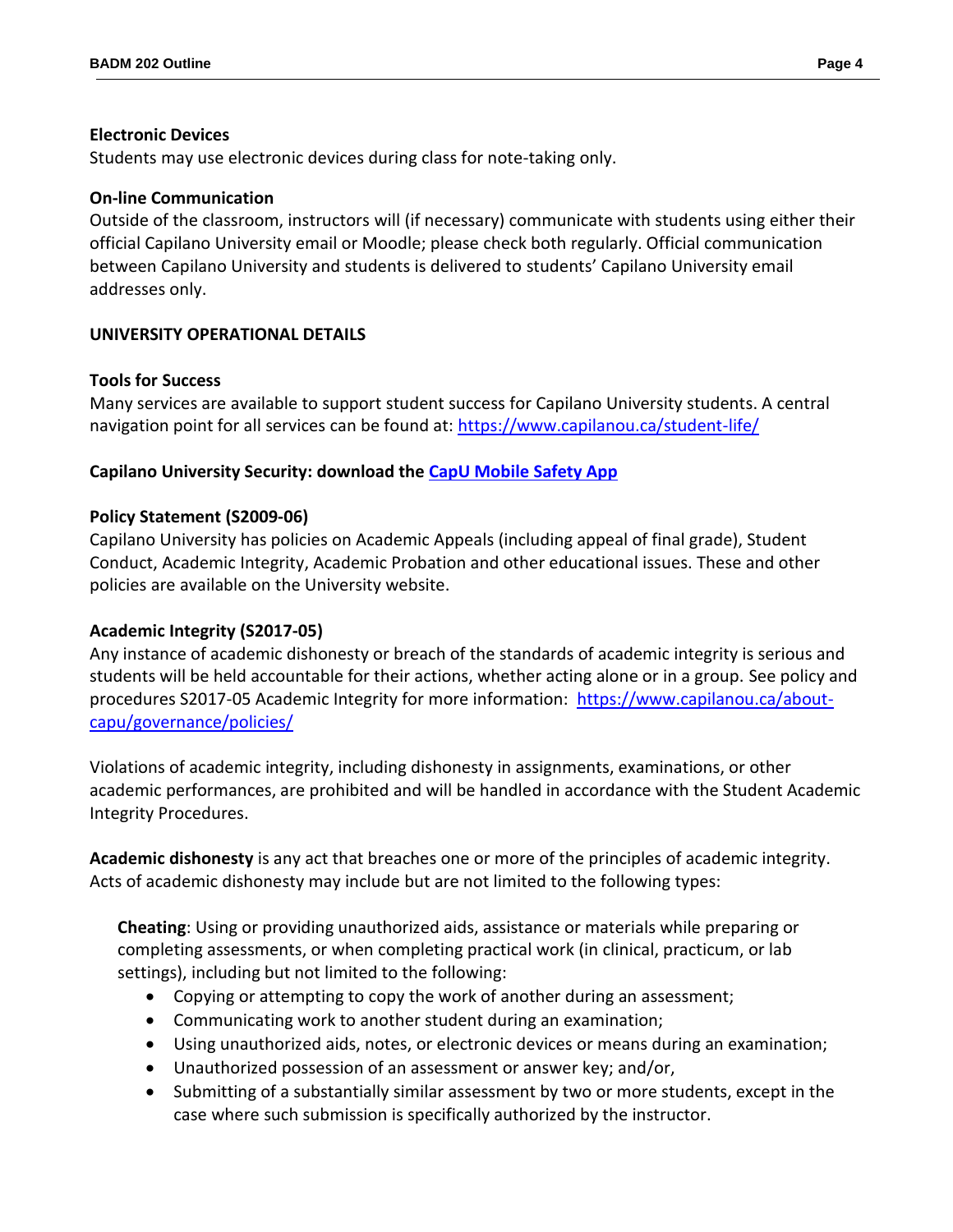**Electronic Devices**
Students may use electronic devices during class for note-taking only.

**On-line Communication**
Outside of the classroom, instructors will (if necessary) communicate with students using either their official Capilano University email or Moodle; please check both regularly. Official communication between Capilano University and students is delivered to students' Capilano University email addresses only.

## UNIVERSITY OPERATIONAL DETAILS

**Tools for Success**
Many services are available to support student success for Capilano University students. A central navigation point for all services can be found at: https://www.capilanou.ca/student-life/

**Capilano University Security: download the CapU Mobile Safety App**

**Policy Statement (S2009-06)**
Capilano University has policies on Academic Appeals (including appeal of final grade), Student Conduct, Academic Integrity, Academic Probation and other educational issues. These and other policies are available on the University website.

**Academic Integrity (S2017-05)**
Any instance of academic dishonesty or breach of the standards of academic integrity is serious and students will be held accountable for their actions, whether acting alone or in a group. See policy and procedures S2017-05 Academic Integrity for more information: https://www.capilanou.ca/about-capu/governance/policies/

Violations of academic integrity, including dishonesty in assignments, examinations, or other academic performances, are prohibited and will be handled in accordance with the Student Academic Integrity Procedures.

**Academic dishonesty** is any act that breaches one or more of the principles of academic integrity. Acts of academic dishonesty may include but are not limited to the following types:

**Cheating**: Using or providing unauthorized aids, assistance or materials while preparing or completing assessments, or when completing practical work (in clinical, practicum, or lab settings), including but not limited to the following:

- Copying or attempting to copy the work of another during an assessment;
- Communicating work to another student during an examination;
- Using unauthorized aids, notes, or electronic devices or means during an examination;
- Unauthorized possession of an assessment or answer key; and/or,
- Submitting of a substantially similar assessment by two or more students, except in the case where such submission is specifically authorized by the instructor.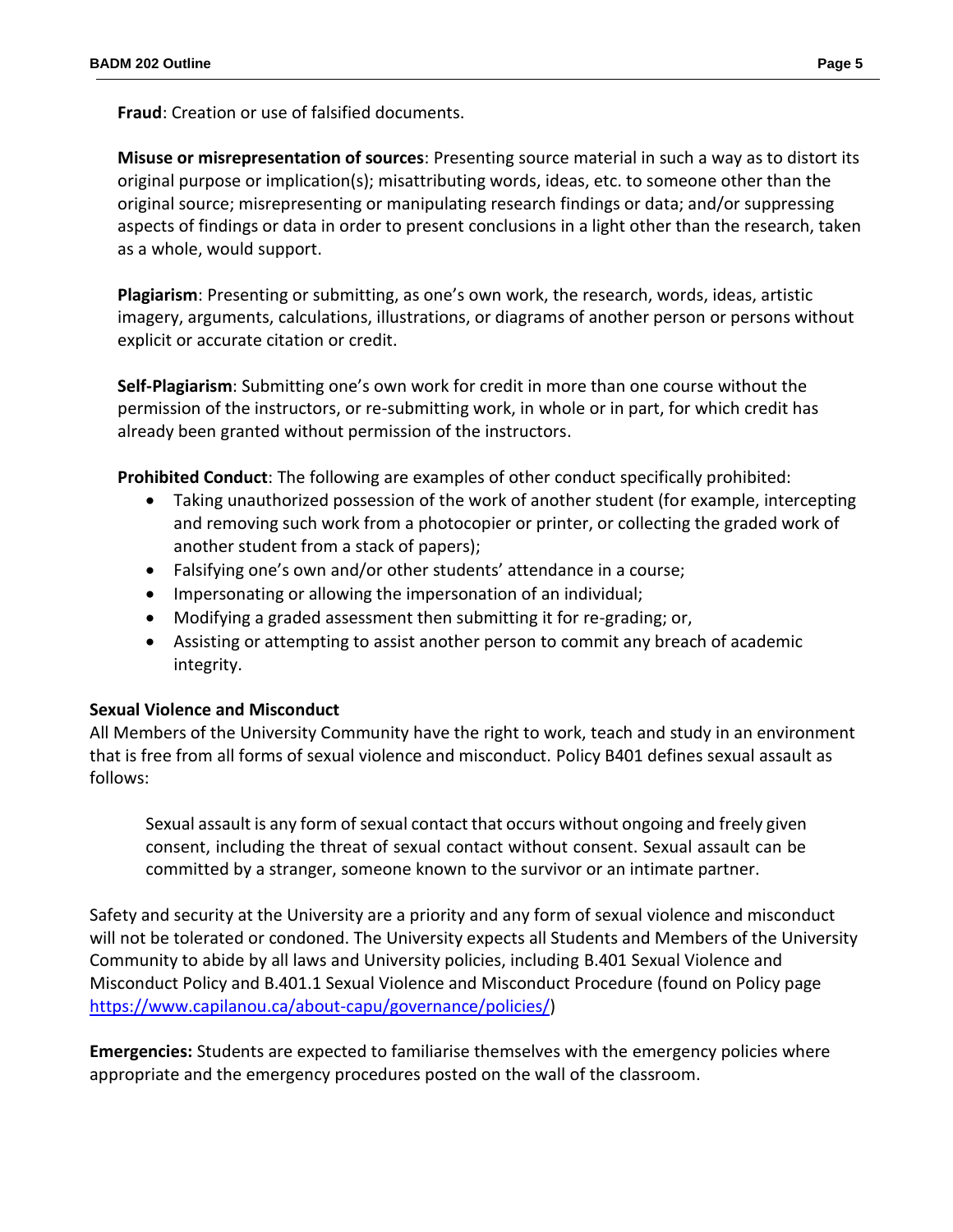**Fraud**: Creation or use of falsified documents.

**Misuse or misrepresentation of sources**: Presenting source material in such a way as to distort its original purpose or implication(s); misattributing words, ideas, etc. to someone other than the original source; misrepresenting or manipulating research findings or data; and/or suppressing aspects of findings or data in order to present conclusions in a light other than the research, taken as a whole, would support.

**Plagiarism**: Presenting or submitting, as one's own work, the research, words, ideas, artistic imagery, arguments, calculations, illustrations, or diagrams of another person or persons without explicit or accurate citation or credit.

**Self-Plagiarism**: Submitting one's own work for credit in more than one course without the permission of the instructors, or re-submitting work, in whole or in part, for which credit has already been granted without permission of the instructors.

**Prohibited Conduct**: The following are examples of other conduct specifically prohibited:

- Taking unauthorized possession of the work of another student (for example, intercepting and removing such work from a photocopier or printer, or collecting the graded work of another student from a stack of papers);
- Falsifying one's own and/or other students' attendance in a course;
- Impersonating or allowing the impersonation of an individual;
- Modifying a graded assessment then submitting it for re-grading; or,
- Assisting or attempting to assist another person to commit any breach of academic integrity.

**Sexual Violence and Misconduct**

All Members of the University Community have the right to work, teach and study in an environment that is free from all forms of sexual violence and misconduct. Policy B401 defines sexual assault as follows:

> Sexual assault is any form of sexual contact that occurs without ongoing and freely given consent, including the threat of sexual contact without consent. Sexual assault can be committed by a stranger, someone known to the survivor or an intimate partner.

Safety and security at the University are a priority and any form of sexual violence and misconduct will not be tolerated or condoned. The University expects all Students and Members of the University Community to abide by all laws and University policies, including B.401 Sexual Violence and Misconduct Policy and B.401.1 Sexual Violence and Misconduct Procedure (found on Policy page https://www.capilanou.ca/about-capu/governance/policies/)

**Emergencies:** Students are expected to familiarise themselves with the emergency policies where appropriate and the emergency procedures posted on the wall of the classroom.